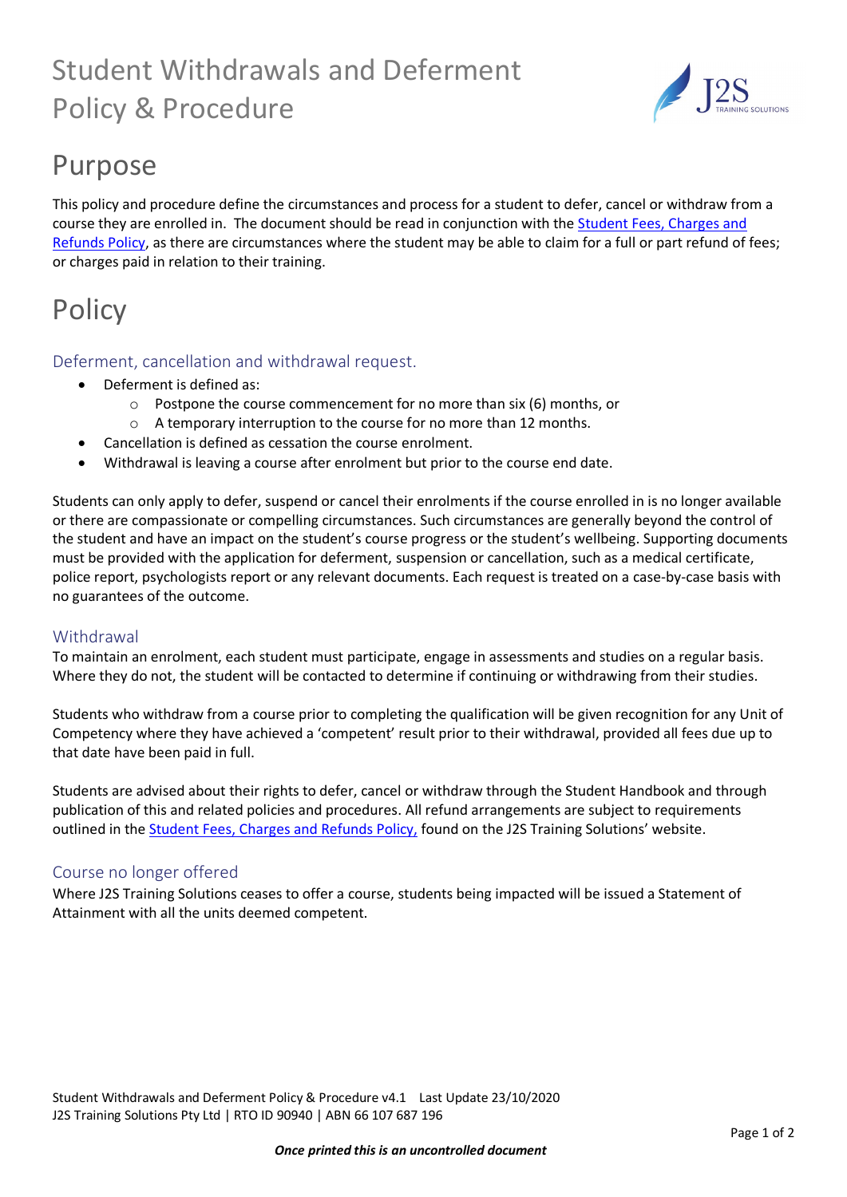# Student Withdrawals and Deferment Policy & Procedure

## Purpose

This policy and procedure define the circumstances and process for a student to defer, cancel or withdraw from a course they are enrolled in. The document should be read in conjunction with the Student Fees, Charges and Refunds Policy, as there are circumstances where the student may be able to claim for a full or part refund of fees; or charges paid in relation to their training.

## Policy

### Deferment, cancellation and withdrawal request.

- Deferment is defined as:
  - Postpone the course commencement for no more than six (6) months, or
  - A temporary interruption to the course for no more than 12 months.
- Cancellation is defined as cessation the course enrolment.
- Withdrawal is leaving a course after enrolment but prior to the course end date.

Students can only apply to defer, suspend or cancel their enrolments if the course enrolled in is no longer available or there are compassionate or compelling circumstances. Such circumstances are generally beyond the control of the student and have an impact on the student's course progress or the student's wellbeing. Supporting documents must be provided with the application for deferment, suspension or cancellation, such as a medical certificate, police report, psychologists report or any relevant documents. Each request is treated on a case-by-case basis with no guarantees of the outcome.

### Withdrawal

To maintain an enrolment, each student must participate, engage in assessments and studies on a regular basis. Where they do not, the student will be contacted to determine if continuing or withdrawing from their studies.

Students who withdraw from a course prior to completing the qualification will be given recognition for any Unit of Competency where they have achieved a 'competent' result prior to their withdrawal, provided all fees due up to that date have been paid in full.

Students are advised about their rights to defer, cancel or withdraw through the Student Handbook and through publication of this and related policies and procedures. All refund arrangements are subject to requirements outlined in the Student Fees, Charges and Refunds Policy, found on the J2S Training Solutions' website.

### Course no longer offered

Where J2S Training Solutions ceases to offer a course, students being impacted will be issued a Statement of Attainment with all the units deemed competent.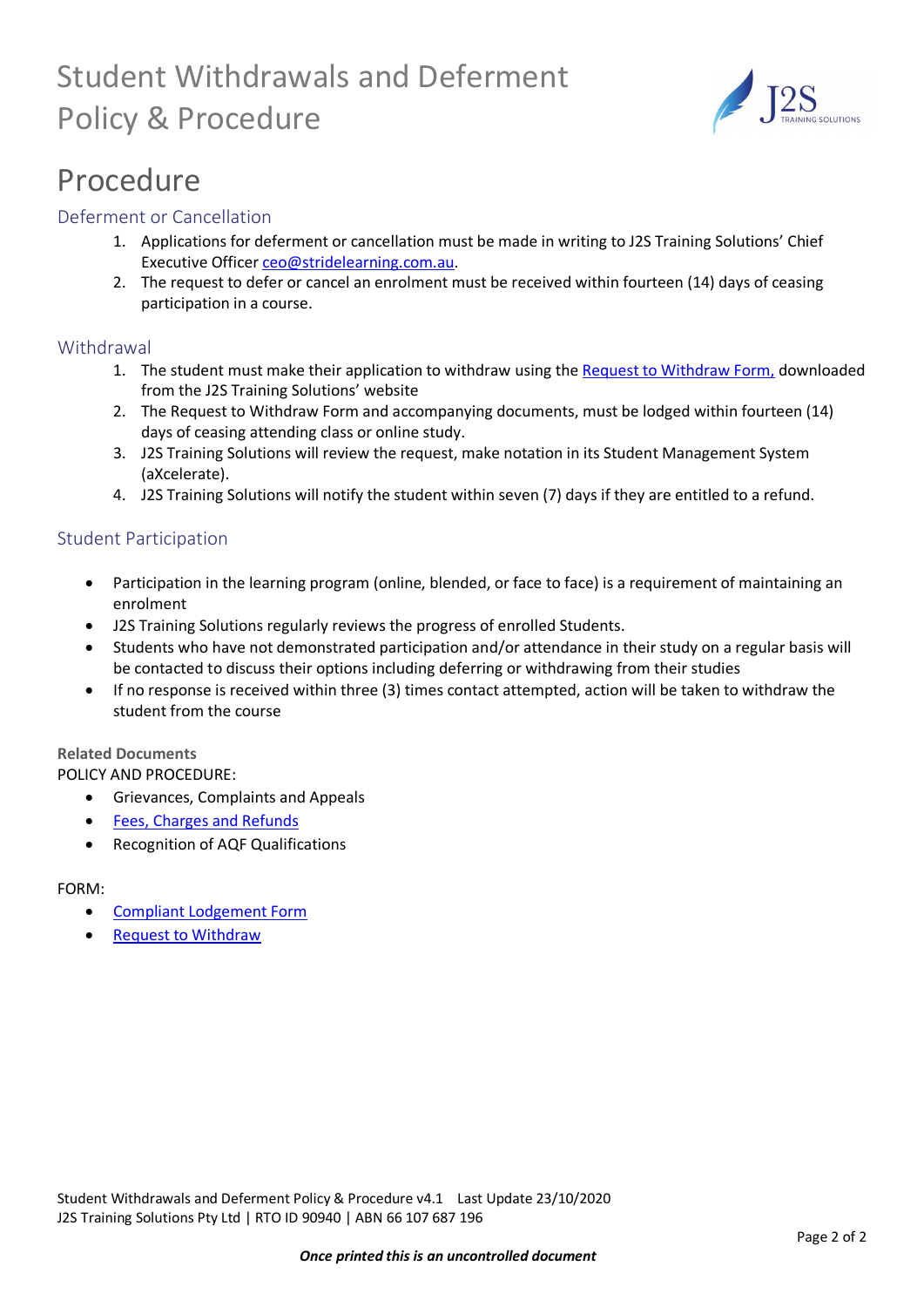# Procedure

## Deferment or Cancellation

1. Applications for deferment or cancellation must be made in writing to J2S Training Solutions' Chief Executive Officer ceo@stridelearning.com.au.
2. The request to defer or cancel an enrolment must be received within fourteen (14) days of ceasing participation in a course.

## Withdrawal

1. The student must make their application to withdraw using the Request to Withdraw Form, downloaded from the J2S Training Solutions' website
2. The Request to Withdraw Form and accompanying documents, must be lodged within fourteen (14) days of ceasing attending class or online study.
3. J2S Training Solutions will review the request, make notation in its Student Management System (aXcelerate).
4. J2S Training Solutions will notify the student within seven (7) days if they are entitled to a refund.

## Student Participation

- Participation in the learning program (online, blended, or face to face) is a requirement of maintaining an enrolment
- J2S Training Solutions regularly reviews the progress of enrolled Students.
- Students who have not demonstrated participation and/or attendance in their study on a regular basis will be contacted to discuss their options including deferring or withdrawing from their studies
- If no response is received within three (3) times contact attempted, action will be taken to withdraw the student from the course

**Related Documents**

POLICY AND PROCEDURE:

- Grievances, Complaints and Appeals
- Fees, Charges and Refunds
- Recognition of AQF Qualifications

FORM:

- Compliant Lodgement Form
- Request to Withdraw

Student Withdrawals and Deferment Policy & Procedure v4.1 Last Update 23/10/2020
J2S Training Solutions Pty Ltd | RTO ID 90940 | ABN 66 107 687 196

***Once printed this is an uncontrolled document***